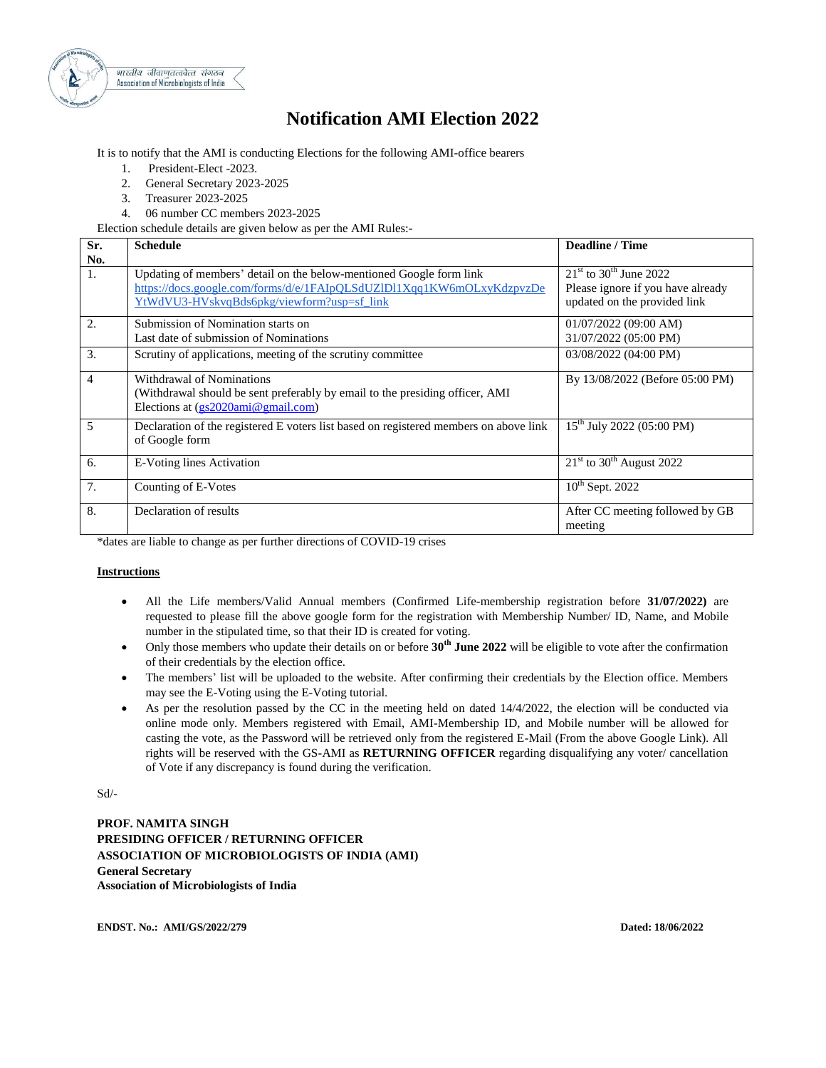भारतीय जीवाणुतत्ववेत्ता संगठन
Association of Microbiologists of India

# Notification AMI Election 2022

It is to notify that the AMI is conducting Elections for the following AMI-office bearers

1. President-Elect -2023.
2. General Secretary 2023-2025
3. Treasurer 2023-2025
4. 06 number CC members 2023-2025

Election schedule details are given below as per the AMI Rules:-

| Sr. No. | Schedule | Deadline / Time |
|---|---|---|
| 1. | Updating of members' detail on the below-mentioned Google form link https://docs.google.com/forms/d/e/1FAIpQLSdUZlDl1Xqq1KW6mOLxyKdzpvzDeYtWdVU3-HVskvqBds6pkg/viewform?usp=sf_link | 21st to 30th June 2022 Please ignore if you have already updated on the provided link |
| 2. | Submission of Nomination starts on Last date of submission of Nominations | 01/07/2022 (09:00 AM) 31/07/2022 (05:00 PM) |
| 3. | Scrutiny of applications, meeting of the scrutiny committee | 03/08/2022 (04:00 PM) |
| 4 | Withdrawal of Nominations (Withdrawal should be sent preferably by email to the presiding officer, AMI Elections at (gs2020ami@gmail.com) | By 13/08/2022 (Before 05:00 PM) |
| 5 | Declaration of the registered E voters list based on registered members on above link of Google form | 15th July 2022 (05:00 PM) |
| 6. | E-Voting lines Activation | 21st to 30th August 2022 |
| 7. | Counting of E-Votes | 10th Sept. 2022 |
| 8. | Declaration of results | After CC meeting followed by GB meeting |

*dates are liable to change as per further directions of COVID-19 crises

**Instructions**

- All the Life members/Valid Annual members (Confirmed Life-membership registration before **31/07/2022)** are requested to please fill the above google form for the registration with Membership Number/ ID, Name, and Mobile number in the stipulated time, so that their ID is created for voting.
- Only those members who update their details on or before **30th June 2022** will be eligible to vote after the confirmation of their credentials by the election office.
- The members' list will be uploaded to the website. After confirming their credentials by the Election office. Members may see the E-Voting using the E-Voting tutorial.
- As per the resolution passed by the CC in the meeting held on dated 14/4/2022, the election will be conducted via online mode only. Members registered with Email, AMI-Membership ID, and Mobile number will be allowed for casting the vote, as the Password will be retrieved only from the registered E-Mail (From the above Google Link). All rights will be reserved with the GS-AMI as **RETURNING OFFICER** regarding disqualifying any voter/ cancellation of Vote if any discrepancy is found during the verification.

Sd/-

**PROF. NAMITA SINGH**
**PRESIDING OFFICER / RETURNING OFFICER**
**ASSOCIATION OF MICROBIOLOGISTS OF INDIA (AMI)**
**General Secretary**
**Association of Microbiologists of India**

**ENDST. No.: AMI/GS/2022/279** **Dated: 18/06/2022**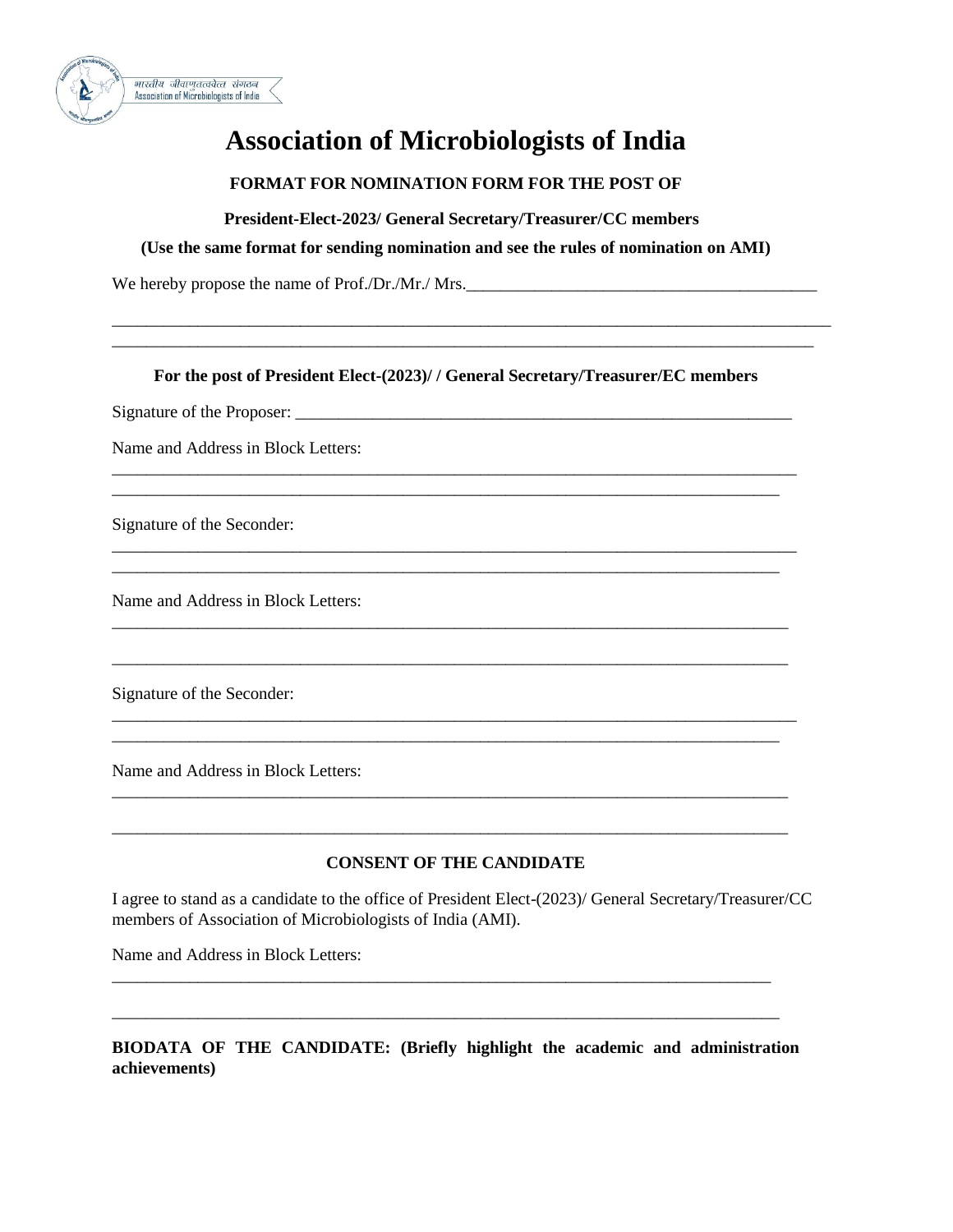# Association of Microbiologists of India

**FORMAT FOR NOMINATION FORM FOR THE POST OF**

**President-Elect-2023/ General Secretary/Treasurer/CC members**

**(Use the same format for sending nomination and see the rules of nomination on AMI)**

We hereby propose the name of Prof./Dr./Mr./ Mrs.__________________________________________

________________________________________________________________________________________

_______________________________________________________________________________________

**For the post of President Elect-(2023)/ / General Secretary/Treasurer/EC members**

Signature of the Proposer: ____________________________________________________________

Name and Address in Block Letters:

_____________________________________________________________________________________

___________________________________________________________________________________

Signature of the Seconder:

_____________________________________________________________________________________

___________________________________________________________________________________

Name and Address in Block Letters:

____________________________________________________________________________________

____________________________________________________________________________________

Signature of the Seconder:

_____________________________________________________________________________________

___________________________________________________________________________________

Name and Address in Block Letters:

____________________________________________________________________________________

____________________________________________________________________________________

**CONSENT OF THE CANDIDATE**

I agree to stand as a candidate to the office of President Elect-(2023)/ General Secretary/Treasurer/CC members of Association of Microbiologists of India (AMI).

Name and Address in Block Letters:

__________________________________________________________________________________

___________________________________________________________________________________

**BIODATA OF THE CANDIDATE: (Briefly highlight the academic and administration achievements)**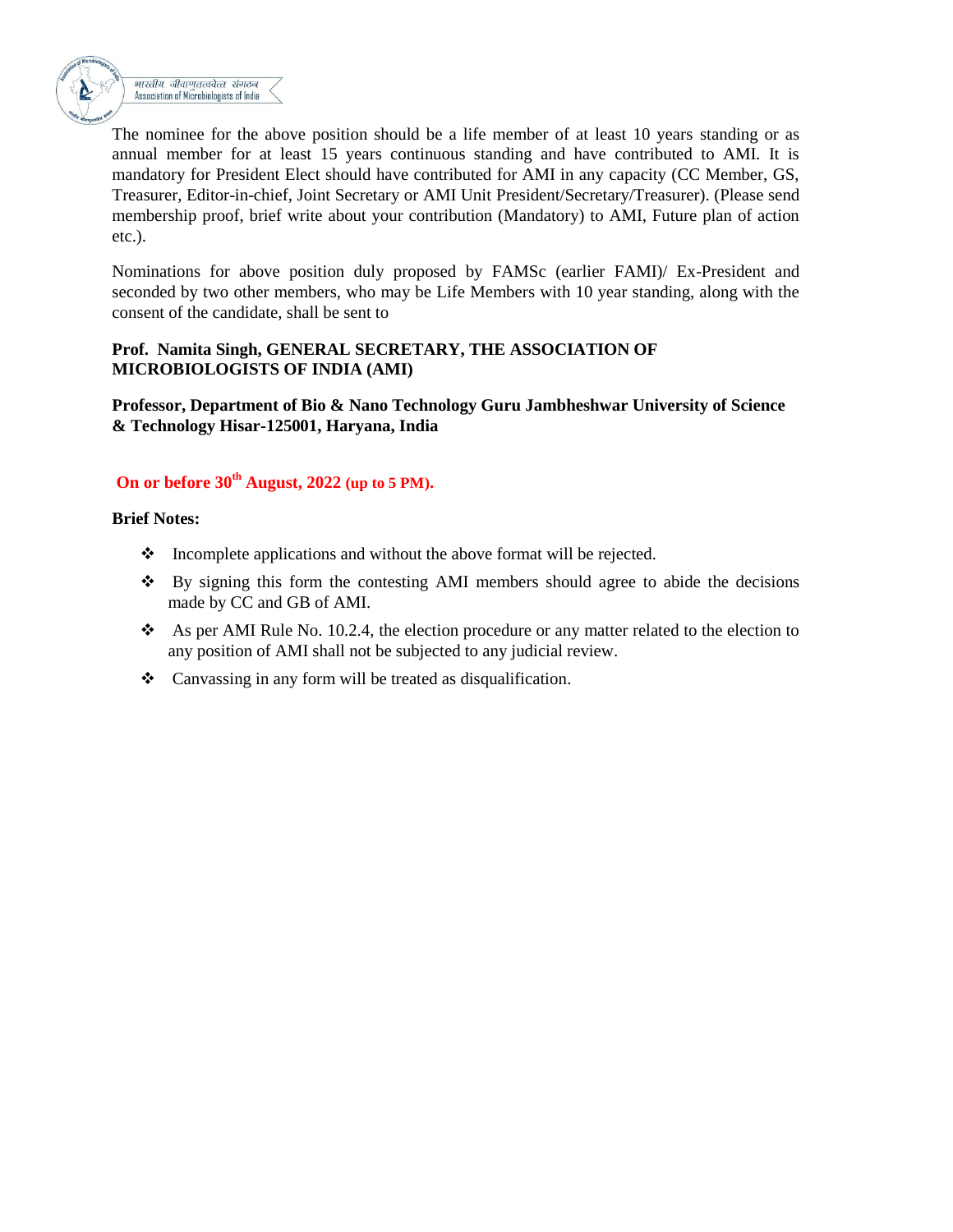The nominee for the above position should be a life member of at least 10 years standing or as annual member for at least 15 years continuous standing and have contributed to AMI. It is mandatory for President Elect should have contributed for AMI in any capacity (CC Member, GS, Treasurer, Editor-in-chief, Joint Secretary or AMI Unit President/Secretary/Treasurer). (Please send membership proof, brief write about your contribution (Mandatory) to AMI, Future plan of action etc.).

Nominations for above position duly proposed by FAMSc (earlier FAMI)/ Ex-President and seconded by two other members, who may be Life Members with 10 year standing, along with the consent of the candidate, shall be sent to

**Prof. Namita Singh, GENERAL SECRETARY, THE ASSOCIATION OF MICROBIOLOGISTS OF INDIA (AMI)**

**Professor, Department of Bio & Nano Technology Guru Jambheshwar University of Science & Technology Hisar-125001, Haryana, India**

**On or before 30th August, 2022 (up to 5 PM).**

**Brief Notes:**

- Incomplete applications and without the above format will be rejected.
- By signing this form the contesting AMI members should agree to abide the decisions made by CC and GB of AMI.
- As per AMI Rule No. 10.2.4, the election procedure or any matter related to the election to any position of AMI shall not be subjected to any judicial review.
- Canvassing in any form will be treated as disqualification.